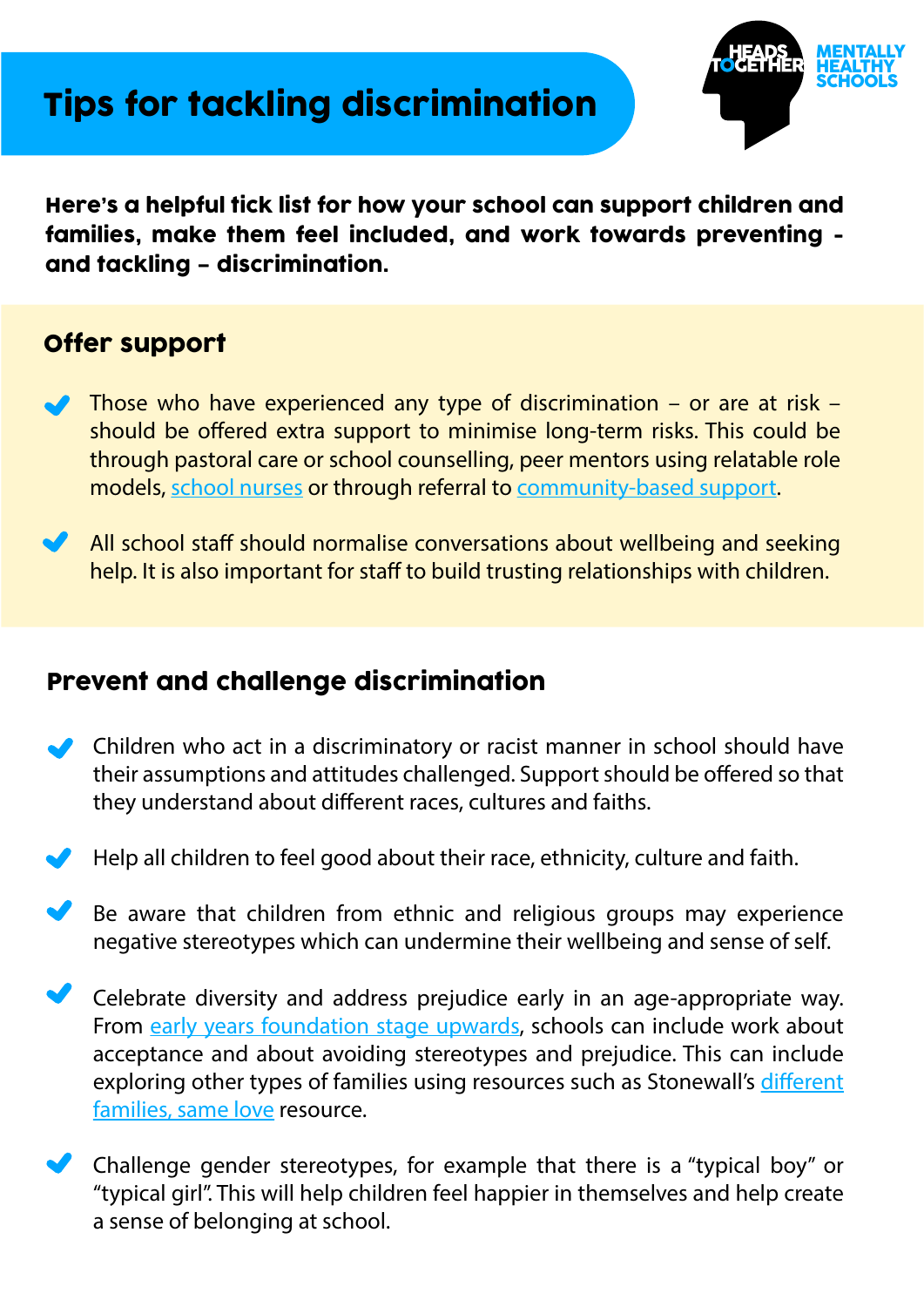# Tips for tackling discrimination

**Here's a helpful tick list for how your school can support children and families, make them feel included, and work towards preventing - and tackling – discrimination.**

## Offer support

- Those who have experienced any type of discrimination – or are at risk – should be offered extra support to minimise long-term risks. This could be through pastoral care or school counselling, peer mentors using relatable role models, school nurses or through referral to community-based support.
- All school staff should normalise conversations about wellbeing and seeking help. It is also important for staff to build trusting relationships with children.

## Prevent and challenge discrimination

- Children who act in a discriminatory or racist manner in school should have their assumptions and attitudes challenged. Support should be offered so that they understand about different races, cultures and faiths.
- Help all children to feel good about their race, ethnicity, culture and faith.
- Be aware that children from ethnic and religious groups may experience negative stereotypes which can undermine their wellbeing and sense of self.
- Celebrate diversity and address prejudice early in an age-appropriate way. From early years foundation stage upwards, schools can include work about acceptance and about avoiding stereotypes and prejudice. This can include exploring other types of families using resources such as Stonewall's different families, same love resource.
- Challenge gender stereotypes, for example that there is a "typical boy" or "typical girl". This will help children feel happier in themselves and help create a sense of belonging at school.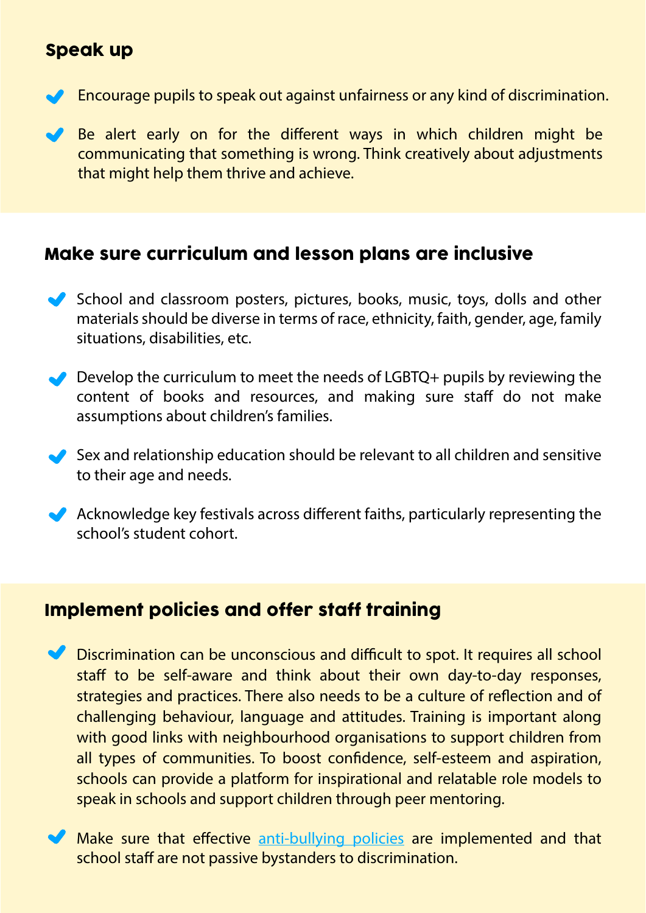## Speak up

- Encourage pupils to speak out against unfairness or any kind of discrimination.
- Be alert early on for the different ways in which children might be communicating that something is wrong. Think creatively about adjustments that might help them thrive and achieve.

## Make sure curriculum and lesson plans are inclusive

- School and classroom posters, pictures, books, music, toys, dolls and other materials should be diverse in terms of race, ethnicity, faith, gender, age, family situations, disabilities, etc.
- Develop the curriculum to meet the needs of LGBTQ+ pupils by reviewing the content of books and resources, and making sure staff do not make assumptions about children's families.
- Sex and relationship education should be relevant to all children and sensitive to their age and needs.
- Acknowledge key festivals across different faiths, particularly representing the school's student cohort.

## Implement policies and offer staff training

- Discrimination can be unconscious and difficult to spot. It requires all school staff to be self-aware and think about their own day-to-day responses, strategies and practices. There also needs to be a culture of reflection and of challenging behaviour, language and attitudes. Training is important along with good links with neighbourhood organisations to support children from all types of communities. To boost confidence, self-esteem and aspiration, schools can provide a platform for inspirational and relatable role models to speak in schools and support children through peer mentoring.
- Make sure that effective anti-bullying policies are implemented and that school staff are not passive bystanders to discrimination.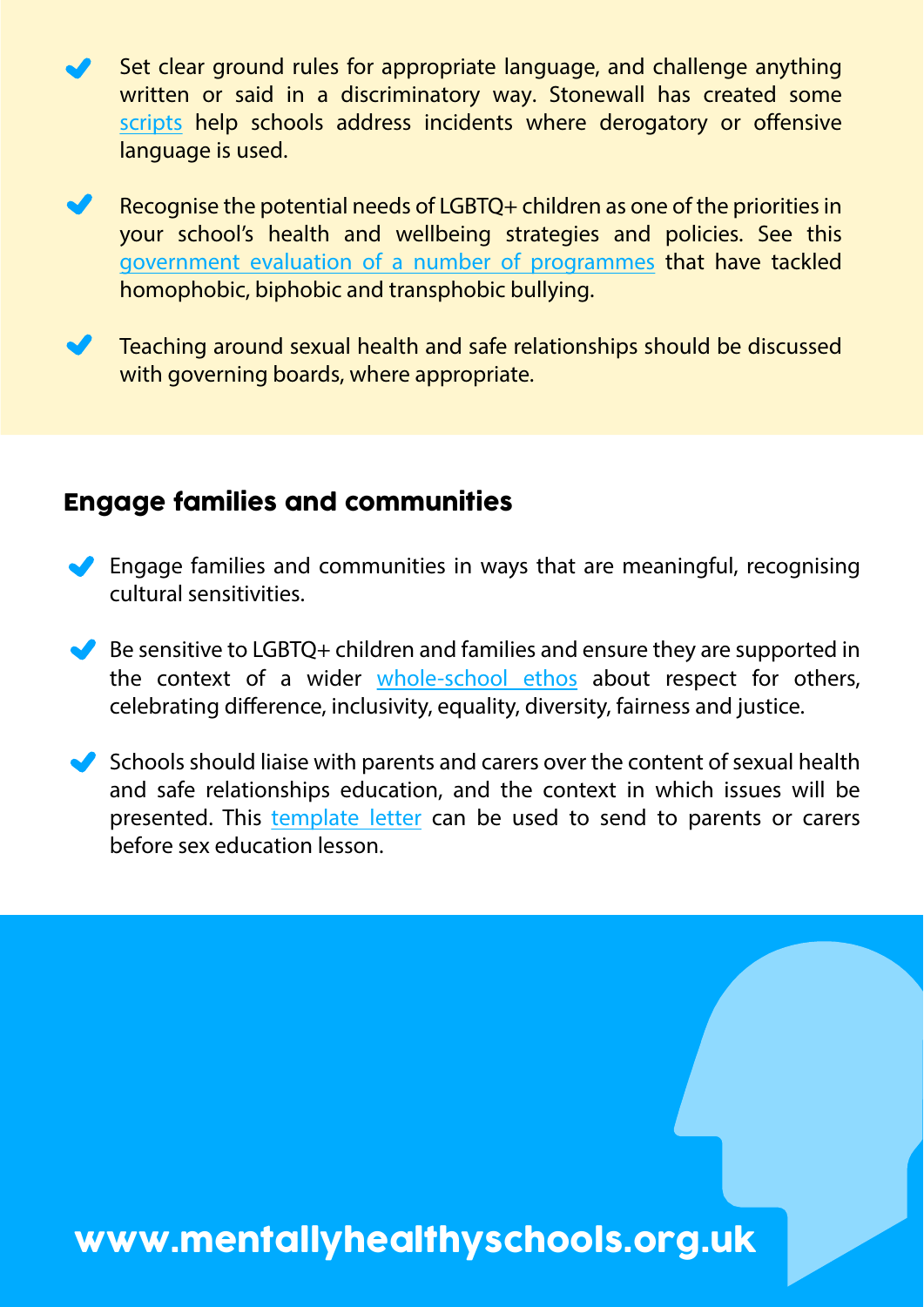- Set clear ground rules for appropriate language, and challenge anything written or said in a discriminatory way. Stonewall has created some scripts help schools address incidents where derogatory or offensive language is used.
- Recognise the potential needs of LGBTQ+ children as one of the priorities in your school's health and wellbeing strategies and policies. See this government evaluation of a number of programmes that have tackled homophobic, biphobic and transphobic bullying.
- Teaching around sexual health and safe relationships should be discussed with governing boards, where appropriate.

## Engage families and communities

- Engage families and communities in ways that are meaningful, recognising cultural sensitivities.
- Be sensitive to LGBTQ+ children and families and ensure they are supported in the context of a wider whole-school ethos about respect for others, celebrating difference, inclusivity, equality, diversity, fairness and justice.
- Schools should liaise with parents and carers over the content of sexual health and safe relationships education, and the context in which issues will be presented. This template letter can be used to send to parents or carers before sex education lesson.

www.mentallyhealthyschools.org.uk